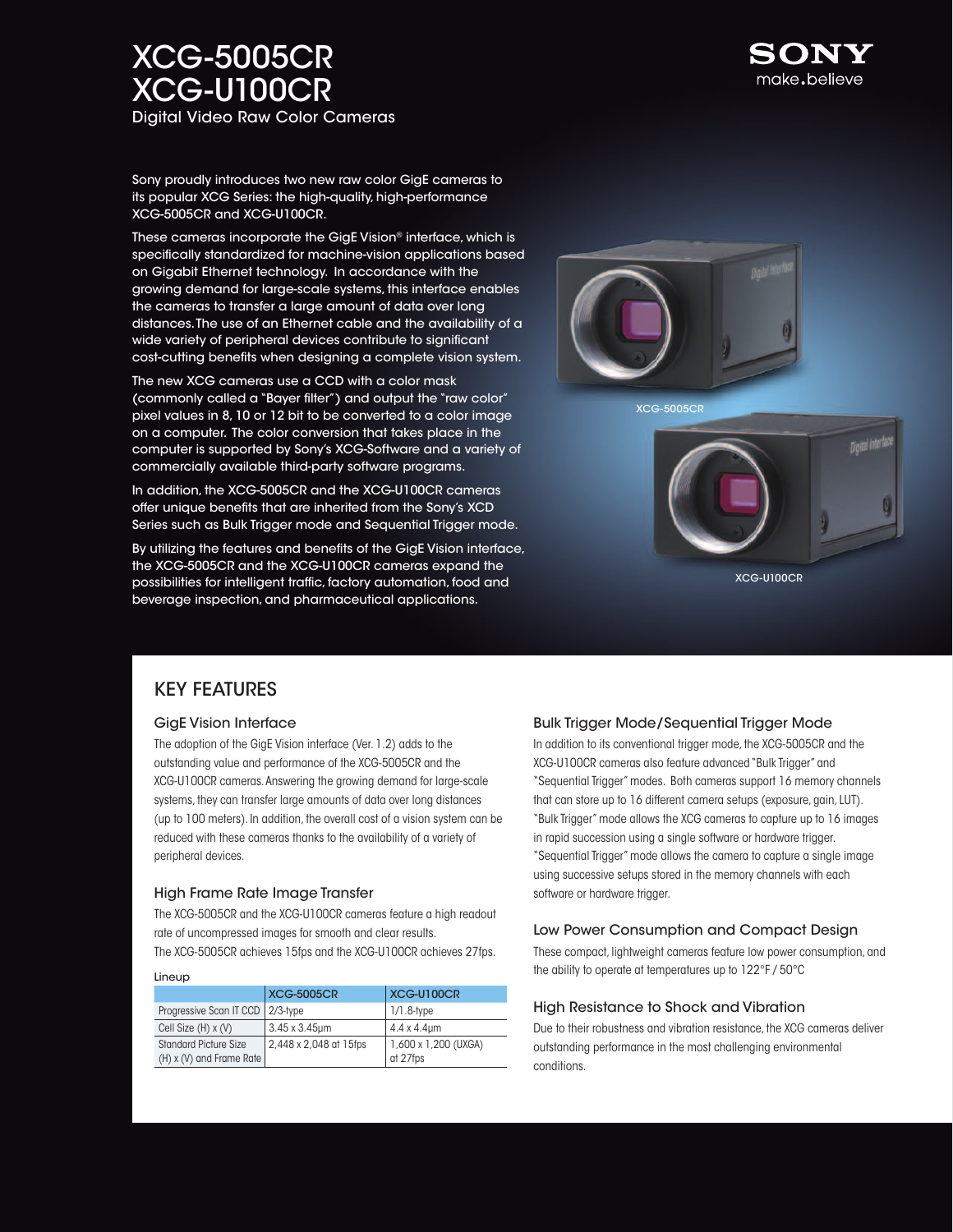# XCG-5005CR
# XCG-U100CR

Digital Video Raw Color Cameras

Sony proudly introduces two new raw color GigE cameras to its popular XCG Series: the high-quality, high-performance XCG-5005CR and XCG-U100CR.

These cameras incorporate the GigE Vision® interface, which is specifically standardized for machine-vision applications based on Gigabit Ethernet technology. In accordance with the growing demand for large-scale systems, this interface enables the cameras to transfer a large amount of data over long distances. The use of an Ethernet cable and the availability of a wide variety of peripheral devices contribute to significant cost-cutting benefits when designing a complete vision system.

The new XCG cameras use a CCD with a color mask (commonly called a "Bayer filter") and output the "raw color" pixel values in 8, 10 or 12 bit to be converted to a color image on a computer. The color conversion that takes place in the computer is supported by Sony's XCG-Software and a variety of commercially available third-party software programs.

In addition, the XCG-5005CR and the XCG-U100CR cameras offer unique benefits that are inherited from the Sony's XCD Series such as Bulk Trigger mode and Sequential Trigger mode.

By utilizing the features and benefits of the GigE Vision interface, the XCG-5005CR and the XCG-U100CR cameras expand the possibilities for intelligent traffic, factory automation, food and beverage inspection, and pharmaceutical applications.

XCG-5005CR

XCG-U100CR

## KEY FEATURES

### GigE Vision Interface

The adoption of the GigE Vision interface (Ver. 1.2) adds to the outstanding value and performance of the XCG-5005CR and the XCG-U100CR cameras. Answering the growing demand for large-scale systems, they can transfer large amounts of data over long distances (up to 100 meters). In addition, the overall cost of a vision system can be reduced with these cameras thanks to the availability of a variety of peripheral devices.

### High Frame Rate Image Transfer

The XCG-5005CR and the XCG-U100CR cameras feature a high readout rate of uncompressed images for smooth and clear results.
The XCG-5005CR achieves 15fps and the XCG-U100CR achieves 27fps.

Lineup

| | XCG-5005CR | XCG-U100CR |
|---|---|---|
| Progressive Scan IT CCD | 2/3-type | 1/1.8-type |
| Cell Size (H) x (V) | 3.45 x 3.45μm | 4.4 x 4.4μm |
| Standard Picture Size (H) x (V) and Frame Rate | 2,448 x 2,048 at 15fps | 1,600 x 1,200 (UXGA) at 27fps |

### Bulk Trigger Mode/Sequential Trigger Mode

In addition to its conventional trigger mode, the XCG-5005CR and the XCG-U100CR cameras also feature advanced "Bulk Trigger" and "Sequential Trigger" modes. Both cameras support 16 memory channels that can store up to 16 different camera setups (exposure, gain, LUT). "Bulk Trigger" mode allows the XCG cameras to capture up to 16 images in rapid succession using a single software or hardware trigger. "Sequential Trigger" mode allows the camera to capture a single image using successive setups stored in the memory channels with each software or hardware trigger.

### Low Power Consumption and Compact Design

These compact, lightweight cameras feature low power consumption, and the ability to operate at temperatures up to 122°F / 50°C

### High Resistance to Shock and Vibration

Due to their robustness and vibration resistance, the XCG cameras deliver outstanding performance in the most challenging environmental conditions.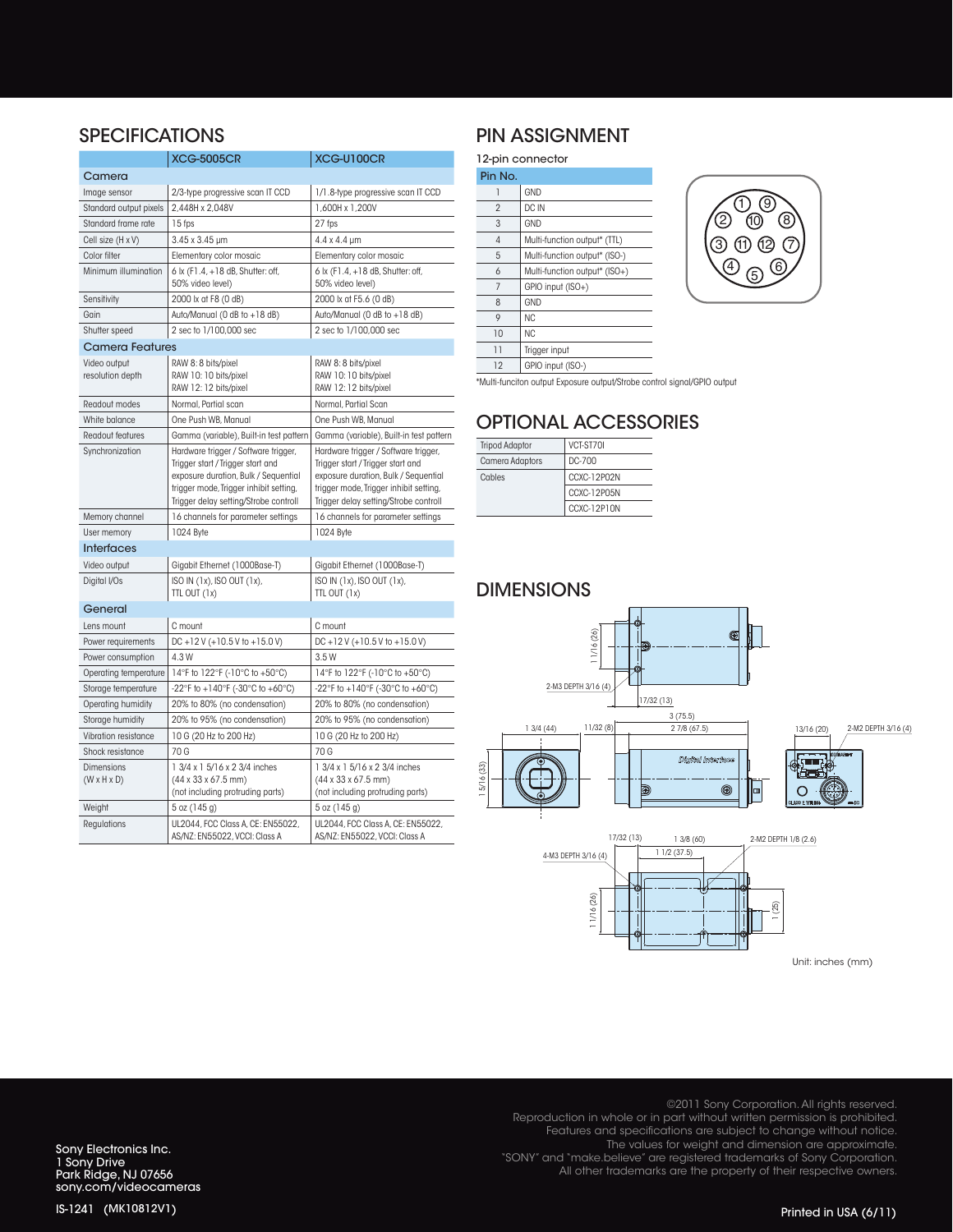## SPECIFICATIONS

| | XCG-5005CR | XCG-U100CR |
|---|---|---|
| **Camera** | | |
| Image sensor | 2/3-type progressive scan IT CCD | 1/1.8-type progressive scan IT CCD |
| Standard output pixels | 2,448H x 2,048V | 1,600H x 1,200V |
| Standard frame rate | 15 fps | 27 fps |
| Cell size (H x V) | 3.45 x 3.45 μm | 4.4 x 4.4 μm |
| Color filter | Elementary color mosaic | Elementary color mosaic |
| Minimum illumination | 6 lx (F1.4, +18 dB, Shutter: off, 50% video level) | 6 lx (F1.4, +18 dB, Shutter: off, 50% video level) |
| Sensitivity | 2000 lx at F8 (0 dB) | 2000 lx at F5.6 (0 dB) |
| Gain | Auto/Manual (0 dB to +18 dB) | Auto/Manual (0 dB to +18 dB) |
| Shutter speed | 2 sec to 1/100,000 sec | 2 sec to 1/100,000 sec |
| **Camera Features** | | |
| Video output resolution depth | RAW 8: 8 bits/pixel<br>RAW 10: 10 bits/pixel<br>RAW 12: 12 bits/pixel | RAW 8: 8 bits/pixel<br>RAW 10: 10 bits/pixel<br>RAW 12: 12 bits/pixel |
| Readout modes | Normal, Partial scan | Normal, Partial Scan |
| White balance | One Push WB, Manual | One Push WB, Manual |
| Readout features | Gamma (variable), Built-in test pattern | Gamma (variable), Built-in test pattern |
| Synchronization | Hardware trigger / Software trigger, Trigger start / Trigger start and exposure duration, Bulk / Sequential trigger mode, Trigger inhibit setting, Trigger delay setting/Strobe controll | Hardware trigger / Software trigger, Trigger start / Trigger start and exposure duration, Bulk / Sequential trigger mode, Trigger inhibit setting, Trigger delay setting/Strobe controll |
| Memory channel | 16 channels for parameter settings | 16 channels for parameter settings |
| User memory | 1024 Byte | 1024 Byte |
| **Interfaces** | | |
| Video output | Gigabit Ethernet (1000Base-T) | Gigabit Ethernet (1000Base-T) |
| Digital I/Os | ISO IN (1x), ISO OUT (1x), TTL OUT (1x) | ISO IN (1x), ISO OUT (1x), TTL OUT (1x) |
| **General** | | |
| Lens mount | C mount | C mount |
| Power requirements | DC +12 V (+10.5 V to +15.0 V) | DC +12 V (+10.5 V to +15.0 V) |
| Power consumption | 4.3 W | 3.5 W |
| Operating temperature | 14°F to 122°F (-10°C to +50°C) | 14°F to 122°F (-10°C to +50°C) |
| Storage temperature | -22°F to +140°F (-30°C to +60°C) | -22°F to +140°F (-30°C to +60°C) |
| Operating humidity | 20% to 80% (no condensation) | 20% to 80% (no condensation) |
| Storage humidity | 20% to 95% (no condensation) | 20% to 95% (no condensation) |
| Vibration resistance | 10 G (20 Hz to 200 Hz) | 10 G (20 Hz to 200 Hz) |
| Shock resistance | 70 G | 70 G |
| Dimensions (W x H x D) | 1 3/4 x 1 5/16 x 2 3/4 inches (44 x 33 x 67.5 mm) (not including protruding parts) | 1 3/4 x 1 5/16 x 2 3/4 inches (44 x 33 x 67.5 mm) (not including protruding parts) |
| Weight | 5 oz (145 g) | 5 oz (145 g) |
| Regulations | UL2044, FCC Class A, CE: EN55022, AS/NZ: EN55022, VCCI: Class A | UL2044, FCC Class A, CE: EN55022, AS/NZ: EN55022, VCCI: Class A |

## PIN ASSIGNMENT

12-pin connector

| Pin No. | |
|---|---|
| 1 | GND |
| 2 | DC IN |
| 3 | GND |
| 4 | Multi-function output* (TTL) |
| 5 | Multi-function output* (ISO-) |
| 6 | Multi-function output* (ISO+) |
| 7 | GPIO input (ISO+) |
| 8 | GND |
| 9 | NC |
| 10 | NC |
| 11 | Trigger input |
| 12 | GPIO input (ISO-) |

*Multi-funciton output Exposure output/Strobe control signal/GPIO output

1 9
2 10 8
3 11 12 7
4 5 6

## OPTIONAL ACCESSORIES

| | |
|---|---|
| Tripod Adaptor | VCT-ST70I |
| Camera Adaptors | DC-700 |
| Cables | CCXC-12P02N |
| | CCXC-12P05N |
| | CCXC-12P10N |

## DIMENSIONS

1 1/16 (26)
2-M3 DEPTH 3/16 (4)
17/32 (13)
3 (75.5)
1 3/4 (44)
11/32 (8)
2 7/8 (67.5)
13/16 (20)
2-M2 DEPTH 3/16 (4)
1 5/16 (33)
Digital Interface
17/32 (13)
1 3/8 (60)
2-M2 DEPTH 1/8 (2.6)
1 1/2 (37.5)
4-M3 DEPTH 3/16 (4)
1 1/16 (26)
1 (25)

Unit: inches (mm)

©2011 Sony Corporation. All rights reserved.
Reproduction in whole or in part without written permission is prohibited.
Features and specifications are subject to change without notice.
The values for weight and dimension are approximate.
"SONY" and "make.believe" are registered trademarks of Sony Corporation.
All other trademarks are the property of their respective owners.

Sony Electronics Inc.
1 Sony Drive
Park Ridge, NJ 07656
sony.com/videocameras

IS-1241 (MK10812V1)

Printed in USA (6/11)